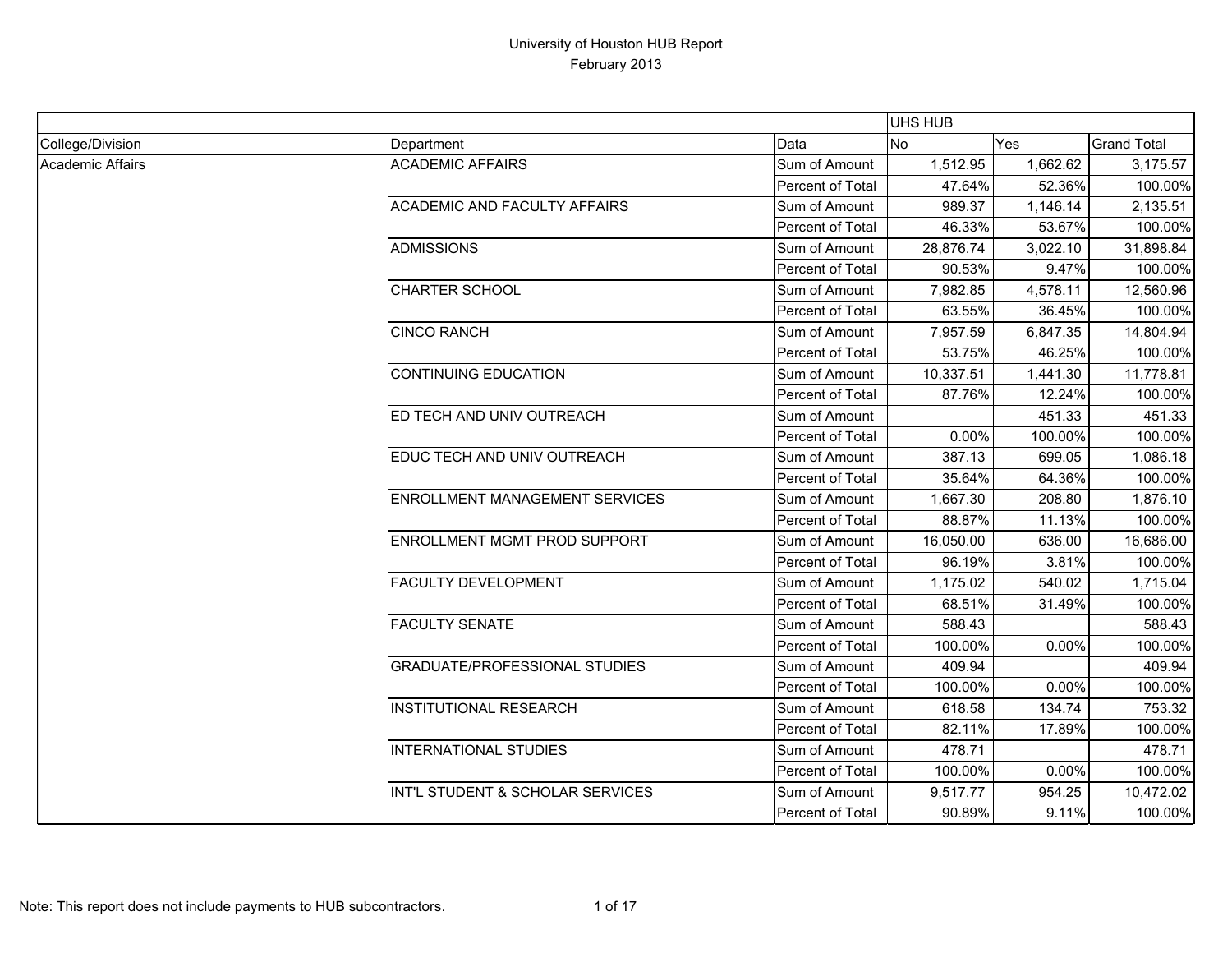# University of Houston HUB Report

## February 2013

| | | | UHS HUB | | |
|---|---|---|---|---|---|
| College/Division | Department | Data | No | Yes | Grand Total |
| Academic Affairs | ACADEMIC AFFAIRS | Sum of Amount | 1,512.95 | 1,662.62 | 3,175.57 |
| | | Percent of Total | 47.64% | 52.36% | 100.00% |
| | ACADEMIC AND FACULTY AFFAIRS | Sum of Amount | 989.37 | 1,146.14 | 2,135.51 |
| | | Percent of Total | 46.33% | 53.67% | 100.00% |
| | ADMISSIONS | Sum of Amount | 28,876.74 | 3,022.10 | 31,898.84 |
| | | Percent of Total | 90.53% | 9.47% | 100.00% |
| | CHARTER SCHOOL | Sum of Amount | 7,982.85 | 4,578.11 | 12,560.96 |
| | | Percent of Total | 63.55% | 36.45% | 100.00% |
| | CINCO RANCH | Sum of Amount | 7,957.59 | 6,847.35 | 14,804.94 |
| | | Percent of Total | 53.75% | 46.25% | 100.00% |
| | CONTINUING EDUCATION | Sum of Amount | 10,337.51 | 1,441.30 | 11,778.81 |
| | | Percent of Total | 87.76% | 12.24% | 100.00% |
| | ED TECH AND UNIV OUTREACH | Sum of Amount | | 451.33 | 451.33 |
| | | Percent of Total | 0.00% | 100.00% | 100.00% |
| | EDUC TECH AND UNIV OUTREACH | Sum of Amount | 387.13 | 699.05 | 1,086.18 |
| | | Percent of Total | 35.64% | 64.36% | 100.00% |
| | ENROLLMENT MANAGEMENT SERVICES | Sum of Amount | 1,667.30 | 208.80 | 1,876.10 |
| | | Percent of Total | 88.87% | 11.13% | 100.00% |
| | ENROLLMENT MGMT PROD SUPPORT | Sum of Amount | 16,050.00 | 636.00 | 16,686.00 |
| | | Percent of Total | 96.19% | 3.81% | 100.00% |
| | FACULTY DEVELOPMENT | Sum of Amount | 1,175.02 | 540.02 | 1,715.04 |
| | | Percent of Total | 68.51% | 31.49% | 100.00% |
| | FACULTY SENATE | Sum of Amount | 588.43 | | 588.43 |
| | | Percent of Total | 100.00% | 0.00% | 100.00% |
| | GRADUATE/PROFESSIONAL STUDIES | Sum of Amount | 409.94 | | 409.94 |
| | | Percent of Total | 100.00% | 0.00% | 100.00% |
| | INSTITUTIONAL RESEARCH | Sum of Amount | 618.58 | 134.74 | 753.32 |
| | | Percent of Total | 82.11% | 17.89% | 100.00% |
| | INTERNATIONAL STUDIES | Sum of Amount | 478.71 | | 478.71 |
| | | Percent of Total | 100.00% | 0.00% | 100.00% |
| | INT'L STUDENT & SCHOLAR SERVICES | Sum of Amount | 9,517.77 | 954.25 | 10,472.02 |
| | | Percent of Total | 90.89% | 9.11% | 100.00% |

Note: This report does not include payments to HUB subcontractors.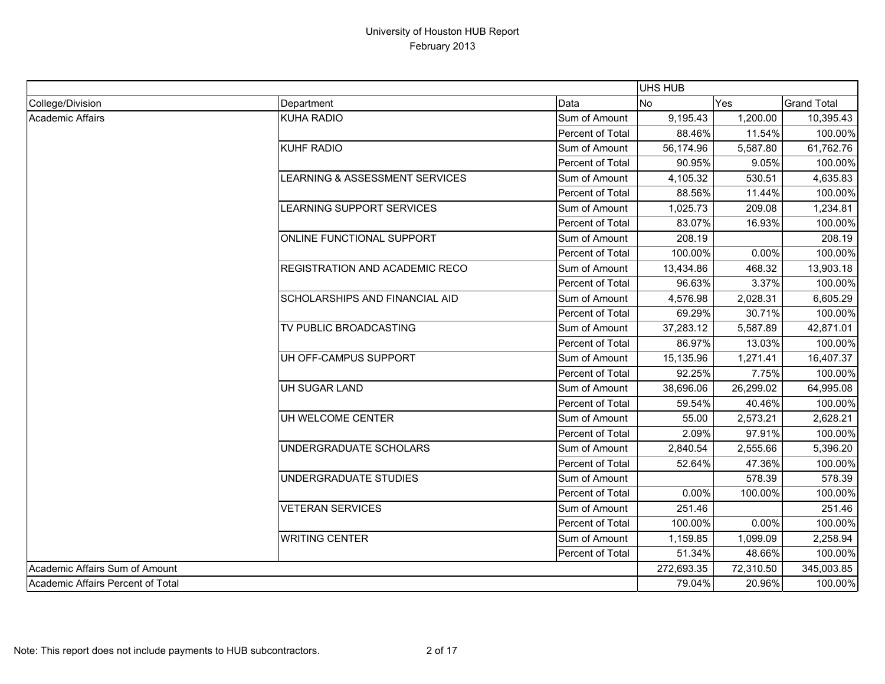# University of Houston HUB Report

February 2013

| | | | UHS HUB | | |
|---|---|---|---|---|---|
| College/Division | Department | Data | No | Yes | Grand Total |
| Academic Affairs | KUHA RADIO | Sum of Amount | 9,195.43 | 1,200.00 | 10,395.43 |
| | | Percent of Total | 88.46% | 11.54% | 100.00% |
| | KUHF RADIO | Sum of Amount | 56,174.96 | 5,587.80 | 61,762.76 |
| | | Percent of Total | 90.95% | 9.05% | 100.00% |
| | LEARNING & ASSESSMENT SERVICES | Sum of Amount | 4,105.32 | 530.51 | 4,635.83 |
| | | Percent of Total | 88.56% | 11.44% | 100.00% |
| | LEARNING SUPPORT SERVICES | Sum of Amount | 1,025.73 | 209.08 | 1,234.81 |
| | | Percent of Total | 83.07% | 16.93% | 100.00% |
| | ONLINE FUNCTIONAL SUPPORT | Sum of Amount | 208.19 | | 208.19 |
| | | Percent of Total | 100.00% | 0.00% | 100.00% |
| | REGISTRATION AND ACADEMIC RECO | Sum of Amount | 13,434.86 | 468.32 | 13,903.18 |
| | | Percent of Total | 96.63% | 3.37% | 100.00% |
| | SCHOLARSHIPS AND FINANCIAL AID | Sum of Amount | 4,576.98 | 2,028.31 | 6,605.29 |
| | | Percent of Total | 69.29% | 30.71% | 100.00% |
| | TV PUBLIC BROADCASTING | Sum of Amount | 37,283.12 | 5,587.89 | 42,871.01 |
| | | Percent of Total | 86.97% | 13.03% | 100.00% |
| | UH OFF-CAMPUS SUPPORT | Sum of Amount | 15,135.96 | 1,271.41 | 16,407.37 |
| | | Percent of Total | 92.25% | 7.75% | 100.00% |
| | UH SUGAR LAND | Sum of Amount | 38,696.06 | 26,299.02 | 64,995.08 |
| | | Percent of Total | 59.54% | 40.46% | 100.00% |
| | UH WELCOME CENTER | Sum of Amount | 55.00 | 2,573.21 | 2,628.21 |
| | | Percent of Total | 2.09% | 97.91% | 100.00% |
| | UNDERGRADUATE SCHOLARS | Sum of Amount | 2,840.54 | 2,555.66 | 5,396.20 |
| | | Percent of Total | 52.64% | 47.36% | 100.00% |
| | UNDERGRADUATE STUDIES | Sum of Amount | | 578.39 | 578.39 |
| | | Percent of Total | 0.00% | 100.00% | 100.00% |
| | VETERAN SERVICES | Sum of Amount | 251.46 | | 251.46 |
| | | Percent of Total | 100.00% | 0.00% | 100.00% |
| | WRITING CENTER | Sum of Amount | 1,159.85 | 1,099.09 | 2,258.94 |
| | | Percent of Total | 51.34% | 48.66% | 100.00% |
| Academic Affairs Sum of Amount | | | 272,693.35 | 72,310.50 | 345,003.85 |
| Academic Affairs Percent of Total | | | 79.04% | 20.96% | 100.00% |

Note: This report does not include payments to HUB subcontractors.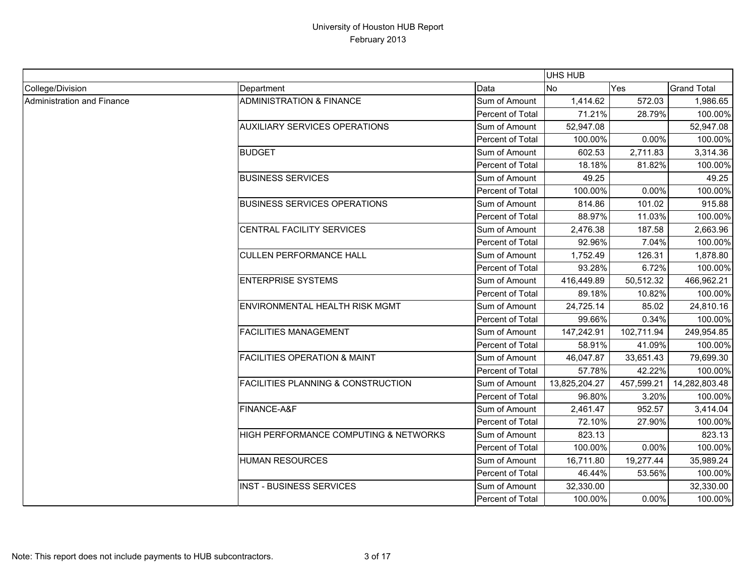# University of Houston HUB Report

February 2013

| College/Division | Department | Data | UHS HUB No | Yes | Grand Total |
|---|---|---|---|---|---|
| Administration and Finance | ADMINISTRATION & FINANCE | Sum of Amount | 1,414.62 | 572.03 | 1,986.65 |
| | | Percent of Total | 71.21% | 28.79% | 100.00% |
| | AUXILIARY SERVICES OPERATIONS | Sum of Amount | 52,947.08 | | 52,947.08 |
| | | Percent of Total | 100.00% | 0.00% | 100.00% |
| | BUDGET | Sum of Amount | 602.53 | 2,711.83 | 3,314.36 |
| | | Percent of Total | 18.18% | 81.82% | 100.00% |
| | BUSINESS SERVICES | Sum of Amount | 49.25 | | 49.25 |
| | | Percent of Total | 100.00% | 0.00% | 100.00% |
| | BUSINESS SERVICES OPERATIONS | Sum of Amount | 814.86 | 101.02 | 915.88 |
| | | Percent of Total | 88.97% | 11.03% | 100.00% |
| | CENTRAL FACILITY SERVICES | Sum of Amount | 2,476.38 | 187.58 | 2,663.96 |
| | | Percent of Total | 92.96% | 7.04% | 100.00% |
| | CULLEN PERFORMANCE HALL | Sum of Amount | 1,752.49 | 126.31 | 1,878.80 |
| | | Percent of Total | 93.28% | 6.72% | 100.00% |
| | ENTERPRISE SYSTEMS | Sum of Amount | 416,449.89 | 50,512.32 | 466,962.21 |
| | | Percent of Total | 89.18% | 10.82% | 100.00% |
| | ENVIRONMENTAL HEALTH RISK MGMT | Sum of Amount | 24,725.14 | 85.02 | 24,810.16 |
| | | Percent of Total | 99.66% | 0.34% | 100.00% |
| | FACILITIES MANAGEMENT | Sum of Amount | 147,242.91 | 102,711.94 | 249,954.85 |
| | | Percent of Total | 58.91% | 41.09% | 100.00% |
| | FACILITIES OPERATION & MAINT | Sum of Amount | 46,047.87 | 33,651.43 | 79,699.30 |
| | | Percent of Total | 57.78% | 42.22% | 100.00% |
| | FACILITIES PLANNING & CONSTRUCTION | Sum of Amount | 13,825,204.27 | 457,599.21 | 14,282,803.48 |
| | | Percent of Total | 96.80% | 3.20% | 100.00% |
| | FINANCE-A&F | Sum of Amount | 2,461.47 | 952.57 | 3,414.04 |
| | | Percent of Total | 72.10% | 27.90% | 100.00% |
| | HIGH PERFORMANCE COMPUTING & NETWORKS | Sum of Amount | 823.13 | | 823.13 |
| | | Percent of Total | 100.00% | 0.00% | 100.00% |
| | HUMAN RESOURCES | Sum of Amount | 16,711.80 | 19,277.44 | 35,989.24 |
| | | Percent of Total | 46.44% | 53.56% | 100.00% |
| | INST - BUSINESS SERVICES | Sum of Amount | 32,330.00 | | 32,330.00 |
| | | Percent of Total | 100.00% | 0.00% | 100.00% |

Note: This report does not include payments to HUB subcontractors.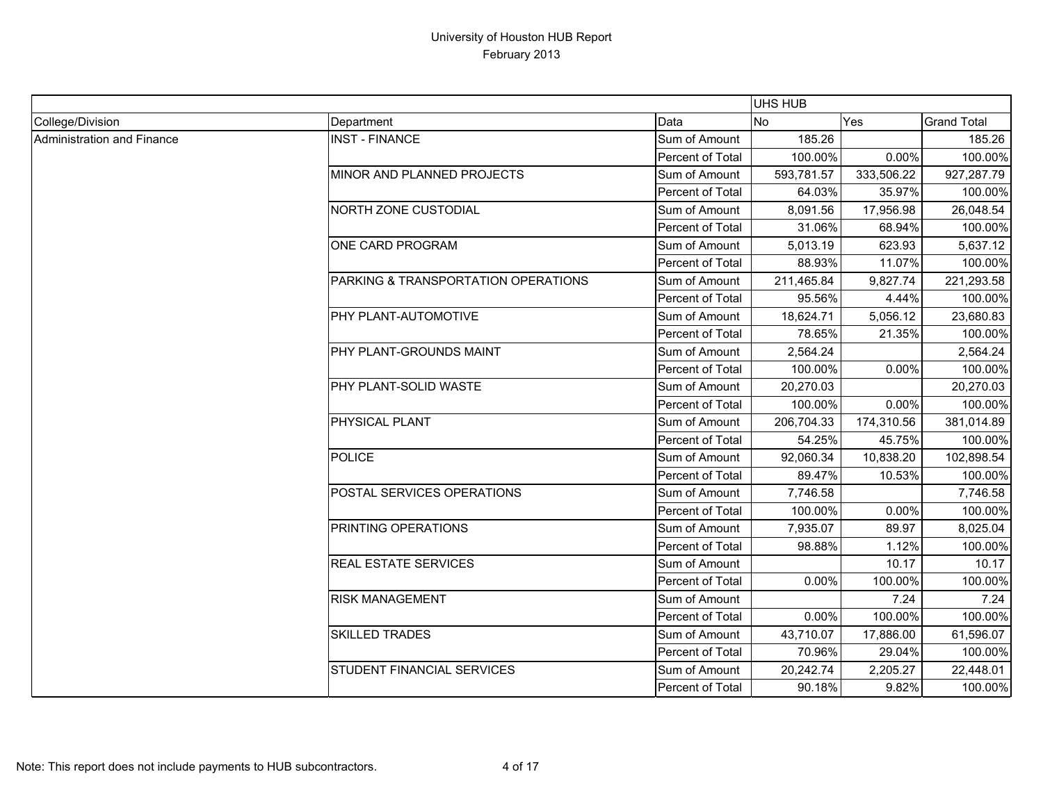# University of Houston HUB Report
## February 2013

| | | | UHS HUB | | |
|---|---|---|---|---|---|
| College/Division | Department | Data | No | Yes | Grand Total |
| Administration and Finance | INST - FINANCE | Sum of Amount | 185.26 | | 185.26 |
| | | Percent of Total | 100.00% | 0.00% | 100.00% |
| | MINOR AND PLANNED PROJECTS | Sum of Amount | 593,781.57 | 333,506.22 | 927,287.79 |
| | | Percent of Total | 64.03% | 35.97% | 100.00% |
| | NORTH ZONE CUSTODIAL | Sum of Amount | 8,091.56 | 17,956.98 | 26,048.54 |
| | | Percent of Total | 31.06% | 68.94% | 100.00% |
| | ONE CARD PROGRAM | Sum of Amount | 5,013.19 | 623.93 | 5,637.12 |
| | | Percent of Total | 88.93% | 11.07% | 100.00% |
| | PARKING & TRANSPORTATION OPERATIONS | Sum of Amount | 211,465.84 | 9,827.74 | 221,293.58 |
| | | Percent of Total | 95.56% | 4.44% | 100.00% |
| | PHY PLANT-AUTOMOTIVE | Sum of Amount | 18,624.71 | 5,056.12 | 23,680.83 |
| | | Percent of Total | 78.65% | 21.35% | 100.00% |
| | PHY PLANT-GROUNDS MAINT | Sum of Amount | 2,564.24 | | 2,564.24 |
| | | Percent of Total | 100.00% | 0.00% | 100.00% |
| | PHY PLANT-SOLID WASTE | Sum of Amount | 20,270.03 | | 20,270.03 |
| | | Percent of Total | 100.00% | 0.00% | 100.00% |
| | PHYSICAL PLANT | Sum of Amount | 206,704.33 | 174,310.56 | 381,014.89 |
| | | Percent of Total | 54.25% | 45.75% | 100.00% |
| | POLICE | Sum of Amount | 92,060.34 | 10,838.20 | 102,898.54 |
| | | Percent of Total | 89.47% | 10.53% | 100.00% |
| | POSTAL SERVICES OPERATIONS | Sum of Amount | 7,746.58 | | 7,746.58 |
| | | Percent of Total | 100.00% | 0.00% | 100.00% |
| | PRINTING OPERATIONS | Sum of Amount | 7,935.07 | 89.97 | 8,025.04 |
| | | Percent of Total | 98.88% | 1.12% | 100.00% |
| | REAL ESTATE SERVICES | Sum of Amount | | 10.17 | 10.17 |
| | | Percent of Total | 0.00% | 100.00% | 100.00% |
| | RISK MANAGEMENT | Sum of Amount | | 7.24 | 7.24 |
| | | Percent of Total | 0.00% | 100.00% | 100.00% |
| | SKILLED TRADES | Sum of Amount | 43,710.07 | 17,886.00 | 61,596.07 |
| | | Percent of Total | 70.96% | 29.04% | 100.00% |
| | STUDENT FINANCIAL SERVICES | Sum of Amount | 20,242.74 | 2,205.27 | 22,448.01 |
| | | Percent of Total | 90.18% | 9.82% | 100.00% |

Note: This report does not include payments to HUB subcontractors.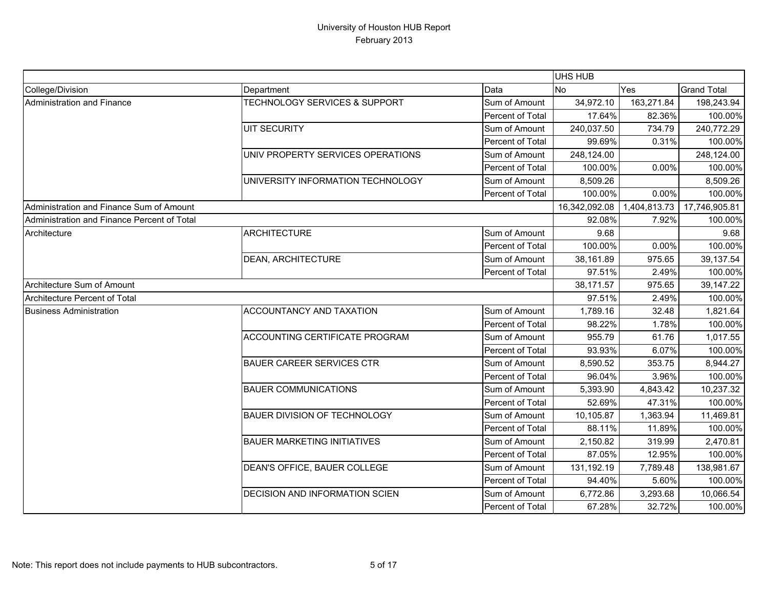# University of Houston HUB Report
February 2013

| | | | UHS HUB | | |
|---|---|---|---|---|---|
| College/Division | Department | Data | No | Yes | Grand Total |
| Administration and Finance | TECHNOLOGY SERVICES & SUPPORT | Sum of Amount | 34,972.10 | 163,271.84 | 198,243.94 |
| | | Percent of Total | 17.64% | 82.36% | 100.00% |
| | UIT SECURITY | Sum of Amount | 240,037.50 | 734.79 | 240,772.29 |
| | | Percent of Total | 99.69% | 0.31% | 100.00% |
| | UNIV PROPERTY SERVICES OPERATIONS | Sum of Amount | 248,124.00 | | 248,124.00 |
| | | Percent of Total | 100.00% | 0.00% | 100.00% |
| | UNIVERSITY INFORMATION TECHNOLOGY | Sum of Amount | 8,509.26 | | 8,509.26 |
| | | Percent of Total | 100.00% | 0.00% | 100.00% |
| Administration and Finance Sum of Amount | | | 16,342,092.08 | 1,404,813.73 | 17,746,905.81 |
| Administration and Finance Percent of Total | | | 92.08% | 7.92% | 100.00% |
| Architecture | ARCHITECTURE | Sum of Amount | 9.68 | | 9.68 |
| | | Percent of Total | 100.00% | 0.00% | 100.00% |
| | DEAN, ARCHITECTURE | Sum of Amount | 38,161.89 | 975.65 | 39,137.54 |
| | | Percent of Total | 97.51% | 2.49% | 100.00% |
| Architecture Sum of Amount | | | 38,171.57 | 975.65 | 39,147.22 |
| Architecture Percent of Total | | | 97.51% | 2.49% | 100.00% |
| Business Administration | ACCOUNTANCY AND TAXATION | Sum of Amount | 1,789.16 | 32.48 | 1,821.64 |
| | | Percent of Total | 98.22% | 1.78% | 100.00% |
| | ACCOUNTING CERTIFICATE PROGRAM | Sum of Amount | 955.79 | 61.76 | 1,017.55 |
| | | Percent of Total | 93.93% | 6.07% | 100.00% |
| | BAUER CAREER SERVICES CTR | Sum of Amount | 8,590.52 | 353.75 | 8,944.27 |
| | | Percent of Total | 96.04% | 3.96% | 100.00% |
| | BAUER COMMUNICATIONS | Sum of Amount | 5,393.90 | 4,843.42 | 10,237.32 |
| | | Percent of Total | 52.69% | 47.31% | 100.00% |
| | BAUER DIVISION OF TECHNOLOGY | Sum of Amount | 10,105.87 | 1,363.94 | 11,469.81 |
| | | Percent of Total | 88.11% | 11.89% | 100.00% |
| | BAUER MARKETING INITIATIVES | Sum of Amount | 2,150.82 | 319.99 | 2,470.81 |
| | | Percent of Total | 87.05% | 12.95% | 100.00% |
| | DEAN'S OFFICE, BAUER COLLEGE | Sum of Amount | 131,192.19 | 7,789.48 | 138,981.67 |
| | | Percent of Total | 94.40% | 5.60% | 100.00% |
| | DECISION AND INFORMATION SCIEN | Sum of Amount | 6,772.86 | 3,293.68 | 10,066.54 |
| | | Percent of Total | 67.28% | 32.72% | 100.00% |

Note: This report does not include payments to HUB subcontractors.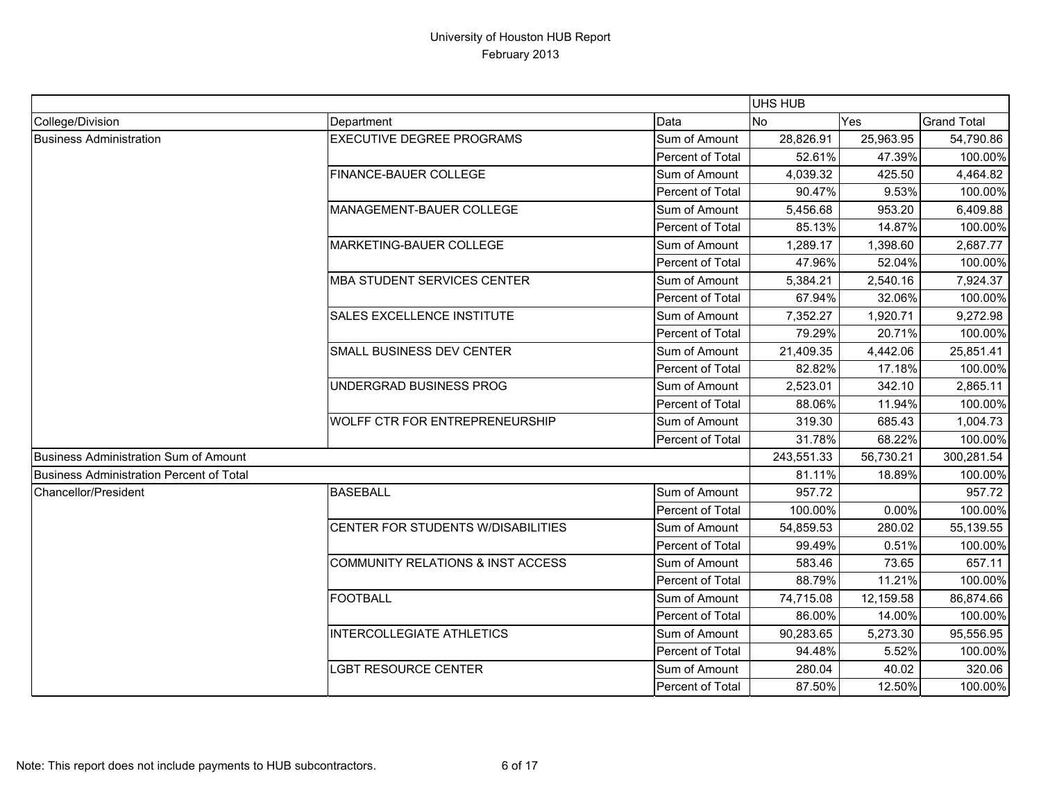# University of Houston HUB Report
February 2013

| | | | UHS HUB | | |
|---|---|---|---|---|---|
| College/Division | Department | Data | No | Yes | Grand Total |
| Business Administration | EXECUTIVE DEGREE PROGRAMS | Sum of Amount | 28,826.91 | 25,963.95 | 54,790.86 |
| | | Percent of Total | 52.61% | 47.39% | 100.00% |
| | FINANCE-BAUER COLLEGE | Sum of Amount | 4,039.32 | 425.50 | 4,464.82 |
| | | Percent of Total | 90.47% | 9.53% | 100.00% |
| | MANAGEMENT-BAUER COLLEGE | Sum of Amount | 5,456.68 | 953.20 | 6,409.88 |
| | | Percent of Total | 85.13% | 14.87% | 100.00% |
| | MARKETING-BAUER COLLEGE | Sum of Amount | 1,289.17 | 1,398.60 | 2,687.77 |
| | | Percent of Total | 47.96% | 52.04% | 100.00% |
| | MBA STUDENT SERVICES CENTER | Sum of Amount | 5,384.21 | 2,540.16 | 7,924.37 |
| | | Percent of Total | 67.94% | 32.06% | 100.00% |
| | SALES EXCELLENCE INSTITUTE | Sum of Amount | 7,352.27 | 1,920.71 | 9,272.98 |
| | | Percent of Total | 79.29% | 20.71% | 100.00% |
| | SMALL BUSINESS DEV CENTER | Sum of Amount | 21,409.35 | 4,442.06 | 25,851.41 |
| | | Percent of Total | 82.82% | 17.18% | 100.00% |
| | UNDERGRAD BUSINESS PROG | Sum of Amount | 2,523.01 | 342.10 | 2,865.11 |
| | | Percent of Total | 88.06% | 11.94% | 100.00% |
| | WOLFF CTR FOR ENTREPRENEURSHIP | Sum of Amount | 319.30 | 685.43 | 1,004.73 |
| | | Percent of Total | 31.78% | 68.22% | 100.00% |
| Business Administration Sum of Amount | | | 243,551.33 | 56,730.21 | 300,281.54 |
| Business Administration Percent of Total | | | 81.11% | 18.89% | 100.00% |
| Chancellor/President | BASEBALL | Sum of Amount | 957.72 | | 957.72 |
| | | Percent of Total | 100.00% | 0.00% | 100.00% |
| | CENTER FOR STUDENTS W/DISABILITIES | Sum of Amount | 54,859.53 | 280.02 | 55,139.55 |
| | | Percent of Total | 99.49% | 0.51% | 100.00% |
| | COMMUNITY RELATIONS & INST ACCESS | Sum of Amount | 583.46 | 73.65 | 657.11 |
| | | Percent of Total | 88.79% | 11.21% | 100.00% |
| | FOOTBALL | Sum of Amount | 74,715.08 | 12,159.58 | 86,874.66 |
| | | Percent of Total | 86.00% | 14.00% | 100.00% |
| | INTERCOLLEGIATE ATHLETICS | Sum of Amount | 90,283.65 | 5,273.30 | 95,556.95 |
| | | Percent of Total | 94.48% | 5.52% | 100.00% |
| | LGBT RESOURCE CENTER | Sum of Amount | 280.04 | 40.02 | 320.06 |
| | | Percent of Total | 87.50% | 12.50% | 100.00% |

Note: This report does not include payments to HUB subcontractors.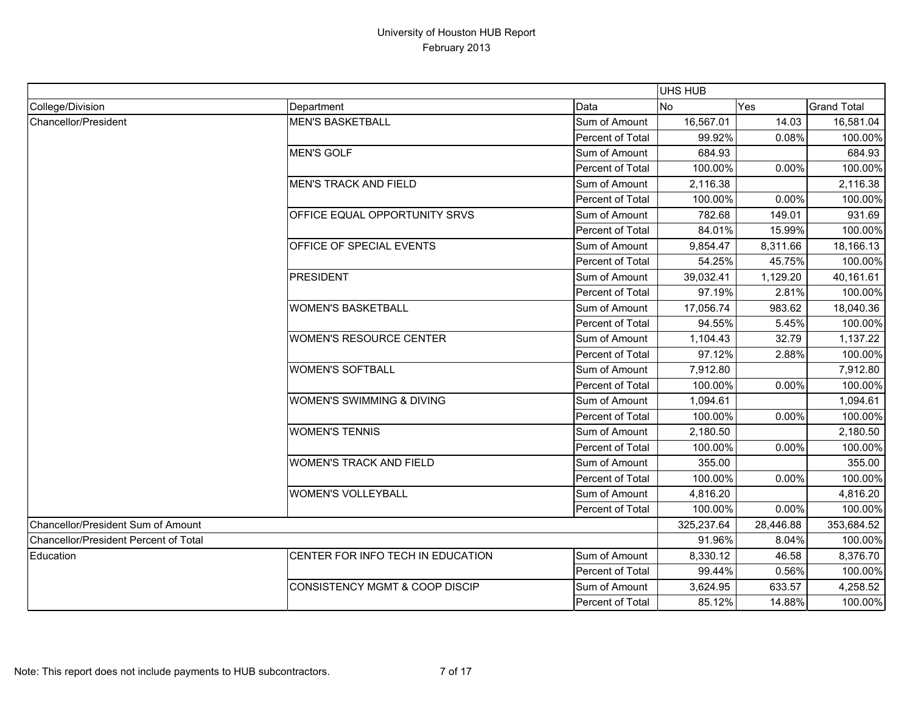# University of Houston HUB Report
## February 2013

| | | | UHS HUB | | |
|---|---|---|---|---|---|
| College/Division | Department | Data | No | Yes | Grand Total |
| Chancellor/President | MEN'S BASKETBALL | Sum of Amount | 16,567.01 | 14.03 | 16,581.04 |
| | | Percent of Total | 99.92% | 0.08% | 100.00% |
| | MEN'S GOLF | Sum of Amount | 684.93 | | 684.93 |
| | | Percent of Total | 100.00% | 0.00% | 100.00% |
| | MEN'S TRACK AND FIELD | Sum of Amount | 2,116.38 | | 2,116.38 |
| | | Percent of Total | 100.00% | 0.00% | 100.00% |
| | OFFICE EQUAL OPPORTUNITY SRVS | Sum of Amount | 782.68 | 149.01 | 931.69 |
| | | Percent of Total | 84.01% | 15.99% | 100.00% |
| | OFFICE OF SPECIAL EVENTS | Sum of Amount | 9,854.47 | 8,311.66 | 18,166.13 |
| | | Percent of Total | 54.25% | 45.75% | 100.00% |
| | PRESIDENT | Sum of Amount | 39,032.41 | 1,129.20 | 40,161.61 |
| | | Percent of Total | 97.19% | 2.81% | 100.00% |
| | WOMEN'S BASKETBALL | Sum of Amount | 17,056.74 | 983.62 | 18,040.36 |
| | | Percent of Total | 94.55% | 5.45% | 100.00% |
| | WOMEN'S RESOURCE CENTER | Sum of Amount | 1,104.43 | 32.79 | 1,137.22 |
| | | Percent of Total | 97.12% | 2.88% | 100.00% |
| | WOMEN'S SOFTBALL | Sum of Amount | 7,912.80 | | 7,912.80 |
| | | Percent of Total | 100.00% | 0.00% | 100.00% |
| | WOMEN'S SWIMMING & DIVING | Sum of Amount | 1,094.61 | | 1,094.61 |
| | | Percent of Total | 100.00% | 0.00% | 100.00% |
| | WOMEN'S TENNIS | Sum of Amount | 2,180.50 | | 2,180.50 |
| | | Percent of Total | 100.00% | 0.00% | 100.00% |
| | WOMEN'S TRACK AND FIELD | Sum of Amount | 355.00 | | 355.00 |
| | | Percent of Total | 100.00% | 0.00% | 100.00% |
| | WOMEN'S VOLLEYBALL | Sum of Amount | 4,816.20 | | 4,816.20 |
| | | Percent of Total | 100.00% | 0.00% | 100.00% |
| Chancellor/President Sum of Amount | | | 325,237.64 | 28,446.88 | 353,684.52 |
| Chancellor/President Percent of Total | | | 91.96% | 8.04% | 100.00% |
| Education | CENTER FOR INFO TECH IN EDUCATION | Sum of Amount | 8,330.12 | 46.58 | 8,376.70 |
| | | Percent of Total | 99.44% | 0.56% | 100.00% |
| | CONSISTENCY MGMT & COOP DISCIP | Sum of Amount | 3,624.95 | 633.57 | 4,258.52 |
| | | Percent of Total | 85.12% | 14.88% | 100.00% |

Note: This report does not include payments to HUB subcontractors.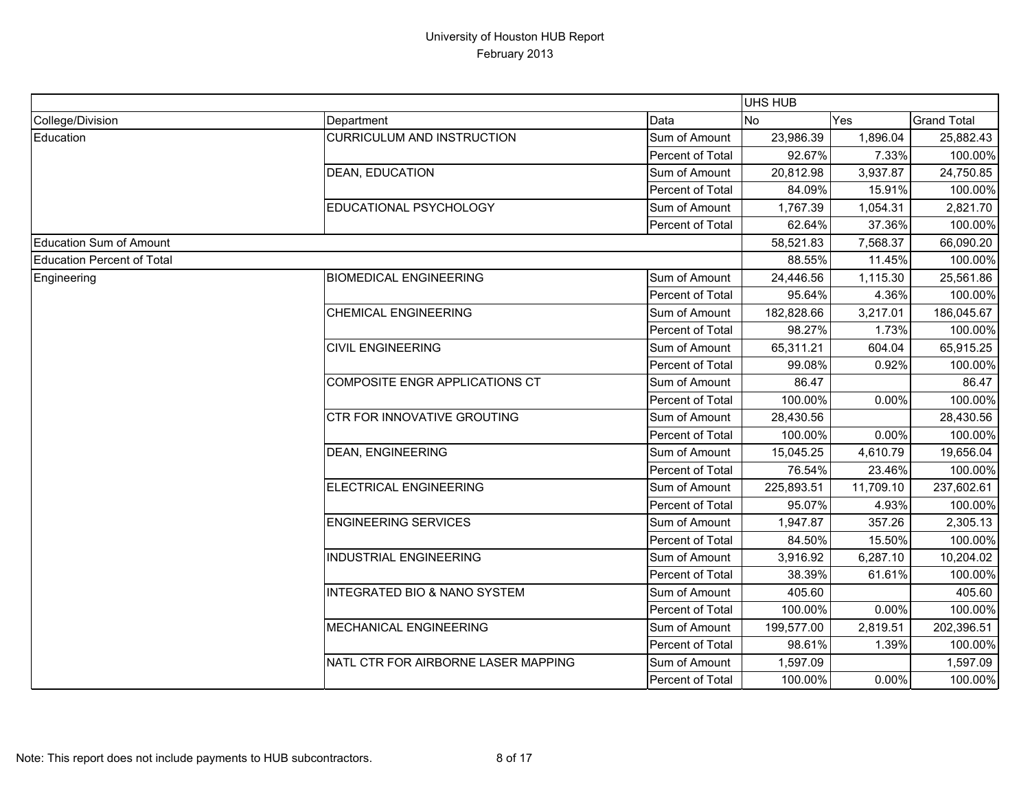# University of Houston HUB Report
## February 2013

| | | | UHS HUB | | |
|---|---|---|---|---|---|
| College/Division | Department | Data | No | Yes | Grand Total |
| Education | CURRICULUM AND INSTRUCTION | Sum of Amount | 23,986.39 | 1,896.04 | 25,882.43 |
| | | Percent of Total | 92.67% | 7.33% | 100.00% |
| | DEAN, EDUCATION | Sum of Amount | 20,812.98 | 3,937.87 | 24,750.85 |
| | | Percent of Total | 84.09% | 15.91% | 100.00% |
| | EDUCATIONAL PSYCHOLOGY | Sum of Amount | 1,767.39 | 1,054.31 | 2,821.70 |
| | | Percent of Total | 62.64% | 37.36% | 100.00% |
| Education Sum of Amount | | | 58,521.83 | 7,568.37 | 66,090.20 |
| Education Percent of Total | | | 88.55% | 11.45% | 100.00% |
| Engineering | BIOMEDICAL ENGINEERING | Sum of Amount | 24,446.56 | 1,115.30 | 25,561.86 |
| | | Percent of Total | 95.64% | 4.36% | 100.00% |
| | CHEMICAL ENGINEERING | Sum of Amount | 182,828.66 | 3,217.01 | 186,045.67 |
| | | Percent of Total | 98.27% | 1.73% | 100.00% |
| | CIVIL ENGINEERING | Sum of Amount | 65,311.21 | 604.04 | 65,915.25 |
| | | Percent of Total | 99.08% | 0.92% | 100.00% |
| | COMPOSITE ENGR APPLICATIONS CT | Sum of Amount | 86.47 | | 86.47 |
| | | Percent of Total | 100.00% | 0.00% | 100.00% |
| | CTR FOR INNOVATIVE GROUTING | Sum of Amount | 28,430.56 | | 28,430.56 |
| | | Percent of Total | 100.00% | 0.00% | 100.00% |
| | DEAN, ENGINEERING | Sum of Amount | 15,045.25 | 4,610.79 | 19,656.04 |
| | | Percent of Total | 76.54% | 23.46% | 100.00% |
| | ELECTRICAL ENGINEERING | Sum of Amount | 225,893.51 | 11,709.10 | 237,602.61 |
| | | Percent of Total | 95.07% | 4.93% | 100.00% |
| | ENGINEERING SERVICES | Sum of Amount | 1,947.87 | 357.26 | 2,305.13 |
| | | Percent of Total | 84.50% | 15.50% | 100.00% |
| | INDUSTRIAL ENGINEERING | Sum of Amount | 3,916.92 | 6,287.10 | 10,204.02 |
| | | Percent of Total | 38.39% | 61.61% | 100.00% |
| | INTEGRATED BIO & NANO SYSTEM | Sum of Amount | 405.60 | | 405.60 |
| | | Percent of Total | 100.00% | 0.00% | 100.00% |
| | MECHANICAL ENGINEERING | Sum of Amount | 199,577.00 | 2,819.51 | 202,396.51 |
| | | Percent of Total | 98.61% | 1.39% | 100.00% |
| | NATL CTR FOR AIRBORNE LASER MAPPING | Sum of Amount | 1,597.09 | | 1,597.09 |
| | | Percent of Total | 100.00% | 0.00% | 100.00% |

Note: This report does not include payments to HUB subcontractors.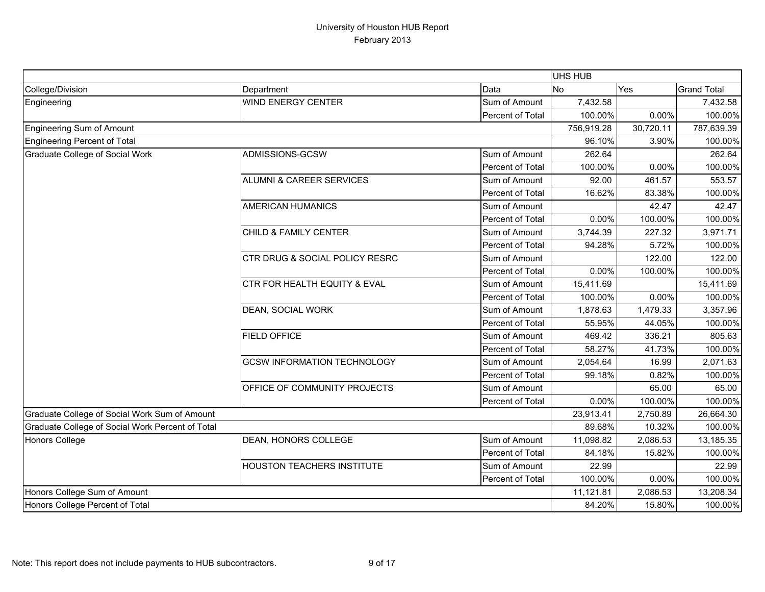# University of Houston HUB Report

February 2013

| | | | UHS HUB | | |
|---|---|---|---|---|---|
| College/Division | Department | Data | No | Yes | Grand Total |
| Engineering | WIND ENERGY CENTER | Sum of Amount | 7,432.58 | | 7,432.58 |
| | | Percent of Total | 100.00% | 0.00% | 100.00% |
| Engineering Sum of Amount | | | 756,919.28 | 30,720.11 | 787,639.39 |
| Engineering Percent of Total | | | 96.10% | 3.90% | 100.00% |
| Graduate College of Social Work | ADMISSIONS-GCSW | Sum of Amount | 262.64 | | 262.64 |
| | | Percent of Total | 100.00% | 0.00% | 100.00% |
| | ALUMNI & CAREER SERVICES | Sum of Amount | 92.00 | 461.57 | 553.57 |
| | | Percent of Total | 16.62% | 83.38% | 100.00% |
| | AMERICAN HUMANICS | Sum of Amount | | 42.47 | 42.47 |
| | | Percent of Total | 0.00% | 100.00% | 100.00% |
| | CHILD & FAMILY CENTER | Sum of Amount | 3,744.39 | 227.32 | 3,971.71 |
| | | Percent of Total | 94.28% | 5.72% | 100.00% |
| | CTR DRUG & SOCIAL POLICY RESRC | Sum of Amount | | 122.00 | 122.00 |
| | | Percent of Total | 0.00% | 100.00% | 100.00% |
| | CTR FOR HEALTH EQUITY & EVAL | Sum of Amount | 15,411.69 | | 15,411.69 |
| | | Percent of Total | 100.00% | 0.00% | 100.00% |
| | DEAN, SOCIAL WORK | Sum of Amount | 1,878.63 | 1,479.33 | 3,357.96 |
| | | Percent of Total | 55.95% | 44.05% | 100.00% |
| | FIELD OFFICE | Sum of Amount | 469.42 | 336.21 | 805.63 |
| | | Percent of Total | 58.27% | 41.73% | 100.00% |
| | GCSW INFORMATION TECHNOLOGY | Sum of Amount | 2,054.64 | 16.99 | 2,071.63 |
| | | Percent of Total | 99.18% | 0.82% | 100.00% |
| | OFFICE OF COMMUNITY PROJECTS | Sum of Amount | | 65.00 | 65.00 |
| | | Percent of Total | 0.00% | 100.00% | 100.00% |
| Graduate College of Social Work Sum of Amount | | | 23,913.41 | 2,750.89 | 26,664.30 |
| Graduate College of Social Work Percent of Total | | | 89.68% | 10.32% | 100.00% |
| Honors College | DEAN, HONORS COLLEGE | Sum of Amount | 11,098.82 | 2,086.53 | 13,185.35 |
| | | Percent of Total | 84.18% | 15.82% | 100.00% |
| | HOUSTON TEACHERS INSTITUTE | Sum of Amount | 22.99 | | 22.99 |
| | | Percent of Total | 100.00% | 0.00% | 100.00% |
| Honors College Sum of Amount | | | 11,121.81 | 2,086.53 | 13,208.34 |
| Honors College Percent of Total | | | 84.20% | 15.80% | 100.00% |

Note: This report does not include payments to HUB subcontractors.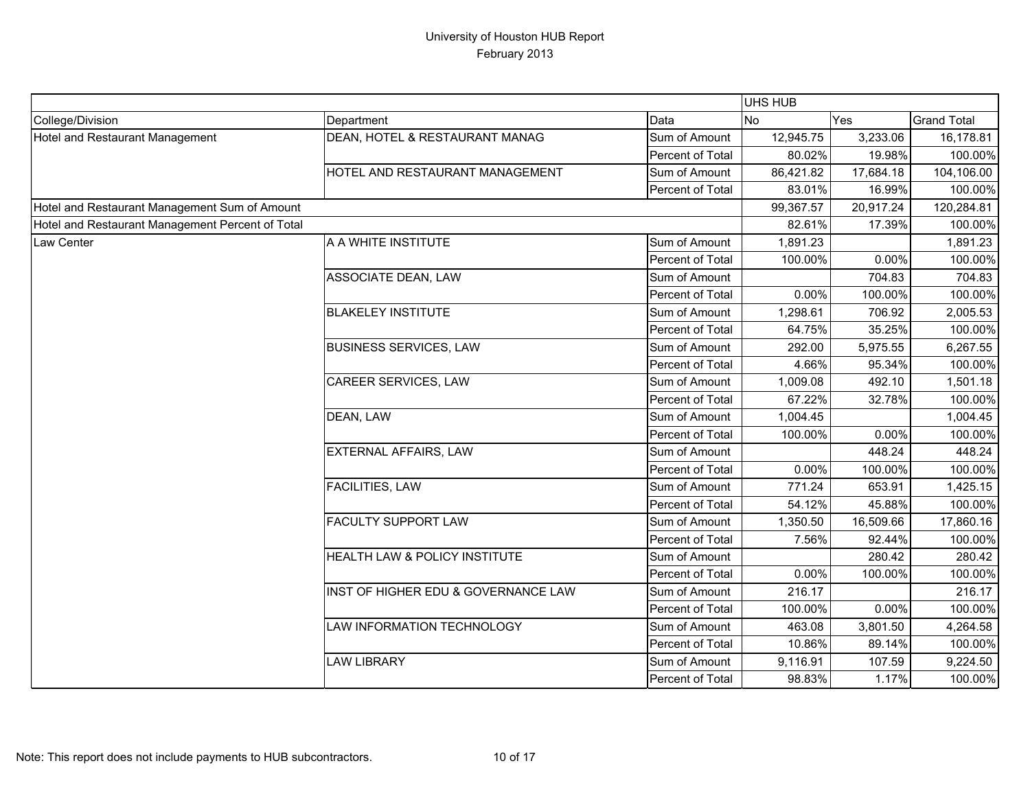# University of Houston HUB Report
## February 2013

| | | | UHS HUB | | |
|---|---|---|---|---|---|
| College/Division | Department | Data | No | Yes | Grand Total |
| Hotel and Restaurant Management | DEAN, HOTEL & RESTAURANT MANAG | Sum of Amount | 12,945.75 | 3,233.06 | 16,178.81 |
| | | Percent of Total | 80.02% | 19.98% | 100.00% |
| | HOTEL AND RESTAURANT MANAGEMENT | Sum of Amount | 86,421.82 | 17,684.18 | 104,106.00 |
| | | Percent of Total | 83.01% | 16.99% | 100.00% |
| Hotel and Restaurant Management Sum of Amount | | | 99,367.57 | 20,917.24 | 120,284.81 |
| Hotel and Restaurant Management Percent of Total | | | 82.61% | 17.39% | 100.00% |
| Law Center | A A WHITE INSTITUTE | Sum of Amount | 1,891.23 | | 1,891.23 |
| | | Percent of Total | 100.00% | 0.00% | 100.00% |
| | ASSOCIATE DEAN, LAW | Sum of Amount | | 704.83 | 704.83 |
| | | Percent of Total | 0.00% | 100.00% | 100.00% |
| | BLAKELEY INSTITUTE | Sum of Amount | 1,298.61 | 706.92 | 2,005.53 |
| | | Percent of Total | 64.75% | 35.25% | 100.00% |
| | BUSINESS SERVICES, LAW | Sum of Amount | 292.00 | 5,975.55 | 6,267.55 |
| | | Percent of Total | 4.66% | 95.34% | 100.00% |
| | CAREER SERVICES, LAW | Sum of Amount | 1,009.08 | 492.10 | 1,501.18 |
| | | Percent of Total | 67.22% | 32.78% | 100.00% |
| | DEAN, LAW | Sum of Amount | 1,004.45 | | 1,004.45 |
| | | Percent of Total | 100.00% | 0.00% | 100.00% |
| | EXTERNAL AFFAIRS, LAW | Sum of Amount | | 448.24 | 448.24 |
| | | Percent of Total | 0.00% | 100.00% | 100.00% |
| | FACILITIES, LAW | Sum of Amount | 771.24 | 653.91 | 1,425.15 |
| | | Percent of Total | 54.12% | 45.88% | 100.00% |
| | FACULTY SUPPORT LAW | Sum of Amount | 1,350.50 | 16,509.66 | 17,860.16 |
| | | Percent of Total | 7.56% | 92.44% | 100.00% |
| | HEALTH LAW & POLICY INSTITUTE | Sum of Amount | | 280.42 | 280.42 |
| | | Percent of Total | 0.00% | 100.00% | 100.00% |
| | INST OF HIGHER EDU & GOVERNANCE LAW | Sum of Amount | 216.17 | | 216.17 |
| | | Percent of Total | 100.00% | 0.00% | 100.00% |
| | LAW INFORMATION TECHNOLOGY | Sum of Amount | 463.08 | 3,801.50 | 4,264.58 |
| | | Percent of Total | 10.86% | 89.14% | 100.00% |
| | LAW LIBRARY | Sum of Amount | 9,116.91 | 107.59 | 9,224.50 |
| | | Percent of Total | 98.83% | 1.17% | 100.00% |

Note: This report does not include payments to HUB subcontractors.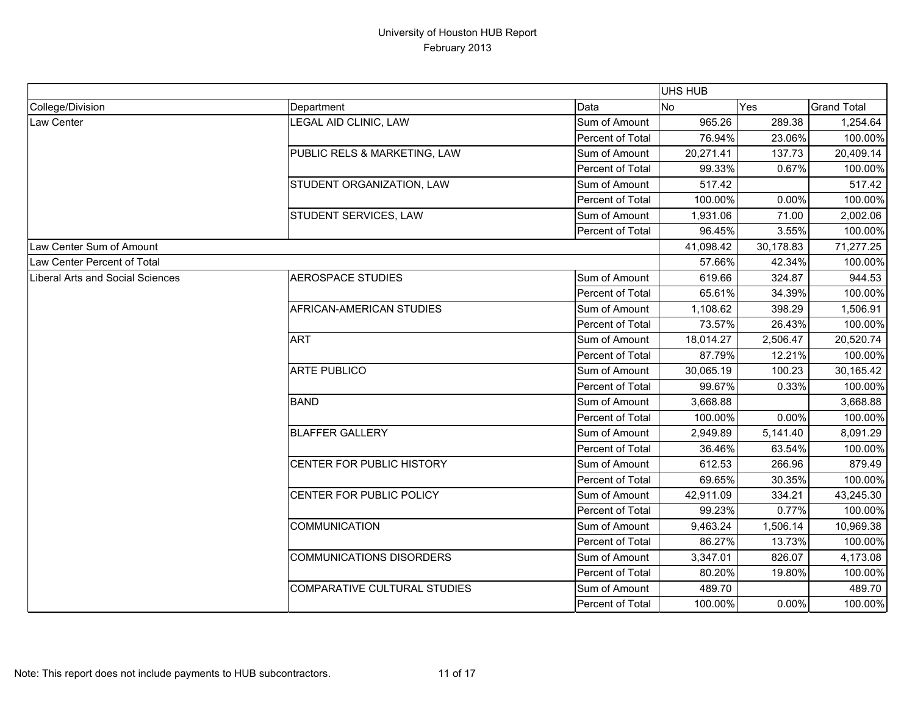# University of Houston HUB Report
## February 2013

| | | | UHS HUB | | |
|---|---|---|---|---|---|
| College/Division | Department | Data | No | Yes | Grand Total |
| Law Center | LEGAL AID CLINIC, LAW | Sum of Amount | 965.26 | 289.38 | 1,254.64 |
| | | Percent of Total | 76.94% | 23.06% | 100.00% |
| | PUBLIC RELS & MARKETING, LAW | Sum of Amount | 20,271.41 | 137.73 | 20,409.14 |
| | | Percent of Total | 99.33% | 0.67% | 100.00% |
| | STUDENT ORGANIZATION, LAW | Sum of Amount | 517.42 | | 517.42 |
| | | Percent of Total | 100.00% | 0.00% | 100.00% |
| | STUDENT SERVICES, LAW | Sum of Amount | 1,931.06 | 71.00 | 2,002.06 |
| | | Percent of Total | 96.45% | 3.55% | 100.00% |
| Law Center Sum of Amount | | | 41,098.42 | 30,178.83 | 71,277.25 |
| Law Center Percent of Total | | | 57.66% | 42.34% | 100.00% |
| Liberal Arts and Social Sciences | AEROSPACE STUDIES | Sum of Amount | 619.66 | 324.87 | 944.53 |
| | | Percent of Total | 65.61% | 34.39% | 100.00% |
| | AFRICAN-AMERICAN STUDIES | Sum of Amount | 1,108.62 | 398.29 | 1,506.91 |
| | | Percent of Total | 73.57% | 26.43% | 100.00% |
| | ART | Sum of Amount | 18,014.27 | 2,506.47 | 20,520.74 |
| | | Percent of Total | 87.79% | 12.21% | 100.00% |
| | ARTE PUBLICO | Sum of Amount | 30,065.19 | 100.23 | 30,165.42 |
| | | Percent of Total | 99.67% | 0.33% | 100.00% |
| | BAND | Sum of Amount | 3,668.88 | | 3,668.88 |
| | | Percent of Total | 100.00% | 0.00% | 100.00% |
| | BLAFFER GALLERY | Sum of Amount | 2,949.89 | 5,141.40 | 8,091.29 |
| | | Percent of Total | 36.46% | 63.54% | 100.00% |
| | CENTER FOR PUBLIC HISTORY | Sum of Amount | 612.53 | 266.96 | 879.49 |
| | | Percent of Total | 69.65% | 30.35% | 100.00% |
| | CENTER FOR PUBLIC POLICY | Sum of Amount | 42,911.09 | 334.21 | 43,245.30 |
| | | Percent of Total | 99.23% | 0.77% | 100.00% |
| | COMMUNICATION | Sum of Amount | 9,463.24 | 1,506.14 | 10,969.38 |
| | | Percent of Total | 86.27% | 13.73% | 100.00% |
| | COMMUNICATIONS DISORDERS | Sum of Amount | 3,347.01 | 826.07 | 4,173.08 |
| | | Percent of Total | 80.20% | 19.80% | 100.00% |
| | COMPARATIVE CULTURAL STUDIES | Sum of Amount | 489.70 | | 489.70 |
| | | Percent of Total | 100.00% | 0.00% | 100.00% |

Note: This report does not include payments to HUB subcontractors.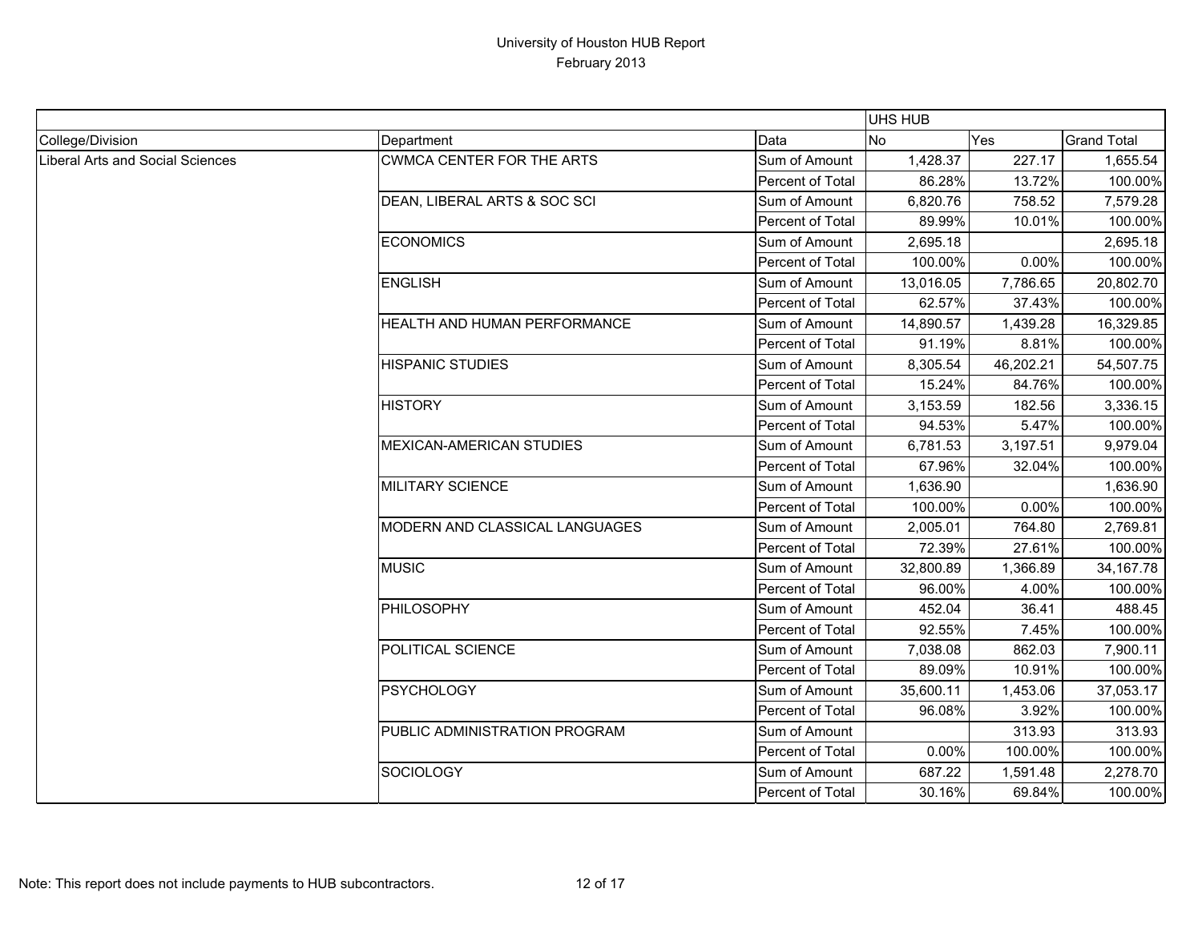# University of Houston HUB Report

February 2013

| | | | UHS HUB | | |
|---|---|---|---|---|---|
| College/Division | Department | Data | No | Yes | Grand Total |
| Liberal Arts and Social Sciences | CWMCA CENTER FOR THE ARTS | Sum of Amount | 1,428.37 | 227.17 | 1,655.54 |
| | | Percent of Total | 86.28% | 13.72% | 100.00% |
| | DEAN, LIBERAL ARTS & SOC SCI | Sum of Amount | 6,820.76 | 758.52 | 7,579.28 |
| | | Percent of Total | 89.99% | 10.01% | 100.00% |
| | ECONOMICS | Sum of Amount | 2,695.18 | | 2,695.18 |
| | | Percent of Total | 100.00% | 0.00% | 100.00% |
| | ENGLISH | Sum of Amount | 13,016.05 | 7,786.65 | 20,802.70 |
| | | Percent of Total | 62.57% | 37.43% | 100.00% |
| | HEALTH AND HUMAN PERFORMANCE | Sum of Amount | 14,890.57 | 1,439.28 | 16,329.85 |
| | | Percent of Total | 91.19% | 8.81% | 100.00% |
| | HISPANIC STUDIES | Sum of Amount | 8,305.54 | 46,202.21 | 54,507.75 |
| | | Percent of Total | 15.24% | 84.76% | 100.00% |
| | HISTORY | Sum of Amount | 3,153.59 | 182.56 | 3,336.15 |
| | | Percent of Total | 94.53% | 5.47% | 100.00% |
| | MEXICAN-AMERICAN STUDIES | Sum of Amount | 6,781.53 | 3,197.51 | 9,979.04 |
| | | Percent of Total | 67.96% | 32.04% | 100.00% |
| | MILITARY SCIENCE | Sum of Amount | 1,636.90 | | 1,636.90 |
| | | Percent of Total | 100.00% | 0.00% | 100.00% |
| | MODERN AND CLASSICAL LANGUAGES | Sum of Amount | 2,005.01 | 764.80 | 2,769.81 |
| | | Percent of Total | 72.39% | 27.61% | 100.00% |
| | MUSIC | Sum of Amount | 32,800.89 | 1,366.89 | 34,167.78 |
| | | Percent of Total | 96.00% | 4.00% | 100.00% |
| | PHILOSOPHY | Sum of Amount | 452.04 | 36.41 | 488.45 |
| | | Percent of Total | 92.55% | 7.45% | 100.00% |
| | POLITICAL SCIENCE | Sum of Amount | 7,038.08 | 862.03 | 7,900.11 |
| | | Percent of Total | 89.09% | 10.91% | 100.00% |
| | PSYCHOLOGY | Sum of Amount | 35,600.11 | 1,453.06 | 37,053.17 |
| | | Percent of Total | 96.08% | 3.92% | 100.00% |
| | PUBLIC ADMINISTRATION PROGRAM | Sum of Amount | | 313.93 | 313.93 |
| | | Percent of Total | 0.00% | 100.00% | 100.00% |
| | SOCIOLOGY | Sum of Amount | 687.22 | 1,591.48 | 2,278.70 |
| | | Percent of Total | 30.16% | 69.84% | 100.00% |

Note: This report does not include payments to HUB subcontractors.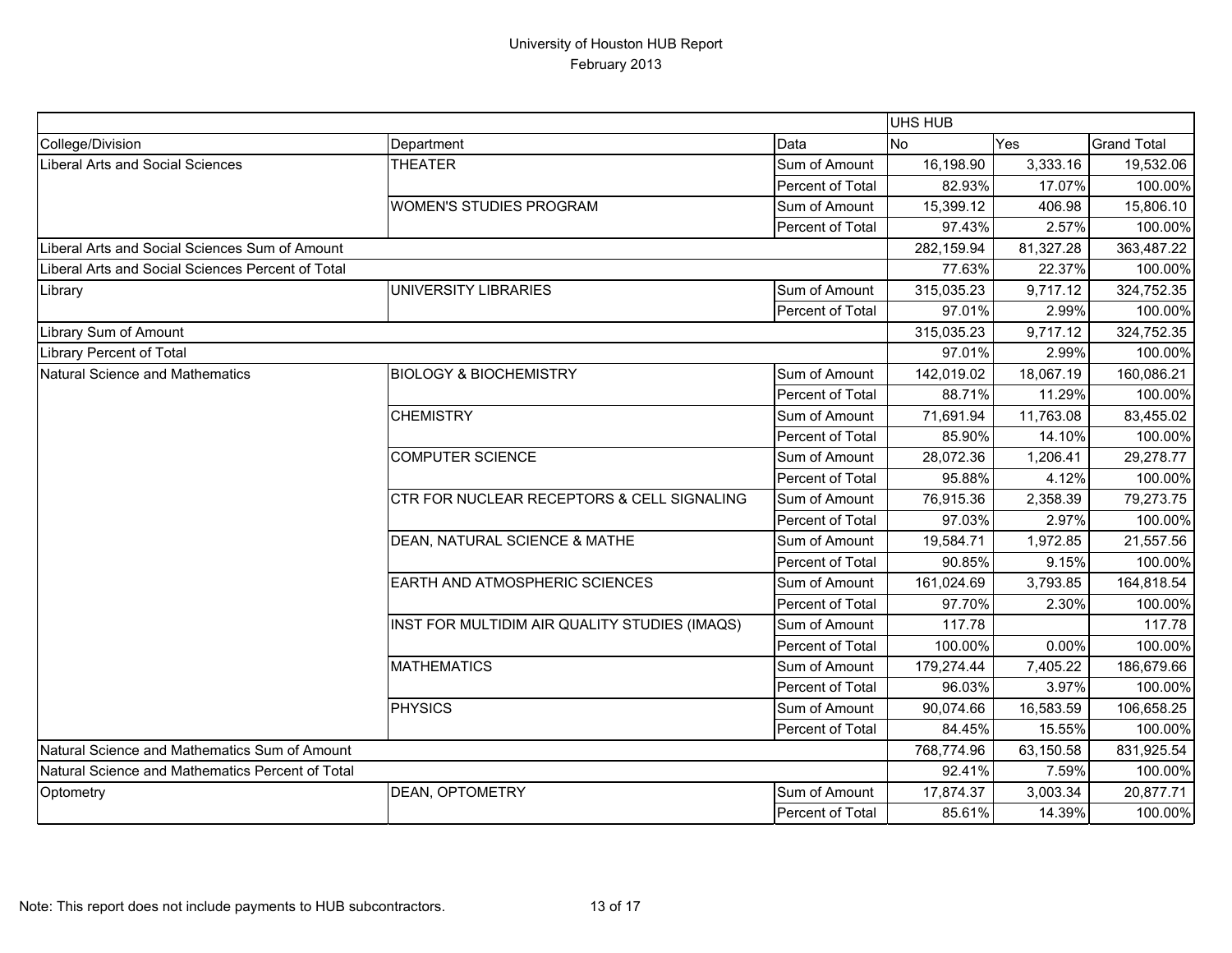# University of Houston HUB Report

February 2013

| | | | UHS HUB | | |
|---|---|---|---|---|---|
| College/Division | Department | Data | No | Yes | Grand Total |
| Liberal Arts and Social Sciences | THEATER | Sum of Amount | 16,198.90 | 3,333.16 | 19,532.06 |
| | | Percent of Total | 82.93% | 17.07% | 100.00% |
| | WOMEN'S STUDIES PROGRAM | Sum of Amount | 15,399.12 | 406.98 | 15,806.10 |
| | | Percent of Total | 97.43% | 2.57% | 100.00% |
| Liberal Arts and Social Sciences Sum of Amount | | | 282,159.94 | 81,327.28 | 363,487.22 |
| Liberal Arts and Social Sciences Percent of Total | | | 77.63% | 22.37% | 100.00% |
| Library | UNIVERSITY LIBRARIES | Sum of Amount | 315,035.23 | 9,717.12 | 324,752.35 |
| | | Percent of Total | 97.01% | 2.99% | 100.00% |
| Library Sum of Amount | | | 315,035.23 | 9,717.12 | 324,752.35 |
| Library Percent of Total | | | 97.01% | 2.99% | 100.00% |
| Natural Science and Mathematics | BIOLOGY & BIOCHEMISTRY | Sum of Amount | 142,019.02 | 18,067.19 | 160,086.21 |
| | | Percent of Total | 88.71% | 11.29% | 100.00% |
| | CHEMISTRY | Sum of Amount | 71,691.94 | 11,763.08 | 83,455.02 |
| | | Percent of Total | 85.90% | 14.10% | 100.00% |
| | COMPUTER SCIENCE | Sum of Amount | 28,072.36 | 1,206.41 | 29,278.77 |
| | | Percent of Total | 95.88% | 4.12% | 100.00% |
| | CTR FOR NUCLEAR RECEPTORS & CELL SIGNALING | Sum of Amount | 76,915.36 | 2,358.39 | 79,273.75 |
| | | Percent of Total | 97.03% | 2.97% | 100.00% |
| | DEAN, NATURAL SCIENCE & MATHE | Sum of Amount | 19,584.71 | 1,972.85 | 21,557.56 |
| | | Percent of Total | 90.85% | 9.15% | 100.00% |
| | EARTH AND ATMOSPHERIC SCIENCES | Sum of Amount | 161,024.69 | 3,793.85 | 164,818.54 |
| | | Percent of Total | 97.70% | 2.30% | 100.00% |
| | INST FOR MULTIDIM AIR QUALITY STUDIES (IMAQS) | Sum of Amount | 117.78 | | 117.78 |
| | | Percent of Total | 100.00% | 0.00% | 100.00% |
| | MATHEMATICS | Sum of Amount | 179,274.44 | 7,405.22 | 186,679.66 |
| | | Percent of Total | 96.03% | 3.97% | 100.00% |
| | PHYSICS | Sum of Amount | 90,074.66 | 16,583.59 | 106,658.25 |
| | | Percent of Total | 84.45% | 15.55% | 100.00% |
| Natural Science and Mathematics Sum of Amount | | | 768,774.96 | 63,150.58 | 831,925.54 |
| Natural Science and Mathematics Percent of Total | | | 92.41% | 7.59% | 100.00% |
| Optometry | DEAN, OPTOMETRY | Sum of Amount | 17,874.37 | 3,003.34 | 20,877.71 |
| | | Percent of Total | 85.61% | 14.39% | 100.00% |

Note: This report does not include payments to HUB subcontractors.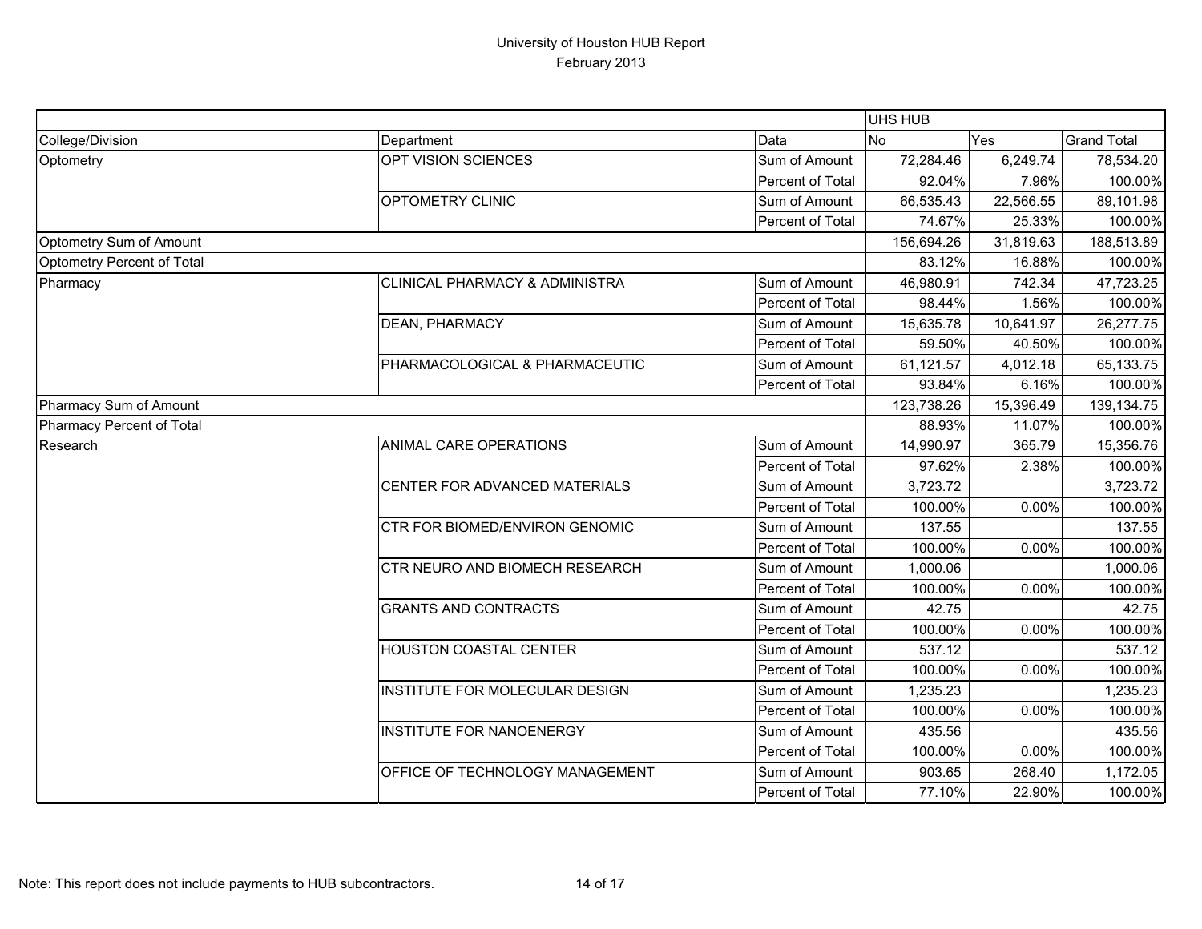# University of Houston HUB Report
## February 2013

| | | | UHS HUB | | |
|---|---|---|---|---|---|
| College/Division | Department | Data | No | Yes | Grand Total |
| Optometry | OPT VISION SCIENCES | Sum of Amount | 72,284.46 | 6,249.74 | 78,534.20 |
| | | Percent of Total | 92.04% | 7.96% | 100.00% |
| | OPTOMETRY CLINIC | Sum of Amount | 66,535.43 | 22,566.55 | 89,101.98 |
| | | Percent of Total | 74.67% | 25.33% | 100.00% |
| Optometry Sum of Amount | | | 156,694.26 | 31,819.63 | 188,513.89 |
| Optometry Percent of Total | | | 83.12% | 16.88% | 100.00% |
| Pharmacy | CLINICAL PHARMACY & ADMINISTRA | Sum of Amount | 46,980.91 | 742.34 | 47,723.25 |
| | | Percent of Total | 98.44% | 1.56% | 100.00% |
| | DEAN, PHARMACY | Sum of Amount | 15,635.78 | 10,641.97 | 26,277.75 |
| | | Percent of Total | 59.50% | 40.50% | 100.00% |
| | PHARMACOLOGICAL & PHARMACEUTIC | Sum of Amount | 61,121.57 | 4,012.18 | 65,133.75 |
| | | Percent of Total | 93.84% | 6.16% | 100.00% |
| Pharmacy Sum of Amount | | | 123,738.26 | 15,396.49 | 139,134.75 |
| Pharmacy Percent of Total | | | 88.93% | 11.07% | 100.00% |
| Research | ANIMAL CARE OPERATIONS | Sum of Amount | 14,990.97 | 365.79 | 15,356.76 |
| | | Percent of Total | 97.62% | 2.38% | 100.00% |
| | CENTER FOR ADVANCED MATERIALS | Sum of Amount | 3,723.72 | | 3,723.72 |
| | | Percent of Total | 100.00% | 0.00% | 100.00% |
| | CTR FOR BIOMED/ENVIRON GENOMIC | Sum of Amount | 137.55 | | 137.55 |
| | | Percent of Total | 100.00% | 0.00% | 100.00% |
| | CTR NEURO AND BIOMECH RESEARCH | Sum of Amount | 1,000.06 | | 1,000.06 |
| | | Percent of Total | 100.00% | 0.00% | 100.00% |
| | GRANTS AND CONTRACTS | Sum of Amount | 42.75 | | 42.75 |
| | | Percent of Total | 100.00% | 0.00% | 100.00% |
| | HOUSTON COASTAL CENTER | Sum of Amount | 537.12 | | 537.12 |
| | | Percent of Total | 100.00% | 0.00% | 100.00% |
| | INSTITUTE FOR MOLECULAR DESIGN | Sum of Amount | 1,235.23 | | 1,235.23 |
| | | Percent of Total | 100.00% | 0.00% | 100.00% |
| | INSTITUTE FOR NANOENERGY | Sum of Amount | 435.56 | | 435.56 |
| | | Percent of Total | 100.00% | 0.00% | 100.00% |
| | OFFICE OF TECHNOLOGY MANAGEMENT | Sum of Amount | 903.65 | 268.40 | 1,172.05 |
| | | Percent of Total | 77.10% | 22.90% | 100.00% |

Note: This report does not include payments to HUB subcontractors.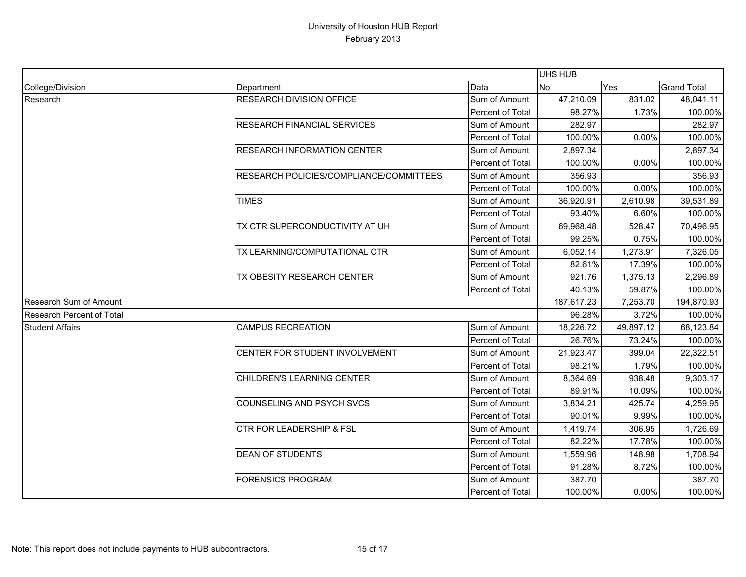# University of Houston HUB Report
## February 2013

| | | | UHS HUB | | |
|---|---|---|---|---|---|
| College/Division | Department | Data | No | Yes | Grand Total |
| Research | RESEARCH DIVISION OFFICE | Sum of Amount | 47,210.09 | 831.02 | 48,041.11 |
| | | Percent of Total | 98.27% | 1.73% | 100.00% |
| | RESEARCH FINANCIAL SERVICES | Sum of Amount | 282.97 | | 282.97 |
| | | Percent of Total | 100.00% | 0.00% | 100.00% |
| | RESEARCH INFORMATION CENTER | Sum of Amount | 2,897.34 | | 2,897.34 |
| | | Percent of Total | 100.00% | 0.00% | 100.00% |
| | RESEARCH POLICIES/COMPLIANCE/COMMITTEES | Sum of Amount | 356.93 | | 356.93 |
| | | Percent of Total | 100.00% | 0.00% | 100.00% |
| | TIMES | Sum of Amount | 36,920.91 | 2,610.98 | 39,531.89 |
| | | Percent of Total | 93.40% | 6.60% | 100.00% |
| | TX CTR SUPERCONDUCTIVITY AT UH | Sum of Amount | 69,968.48 | 528.47 | 70,496.95 |
| | | Percent of Total | 99.25% | 0.75% | 100.00% |
| | TX LEARNING/COMPUTATIONAL CTR | Sum of Amount | 6,052.14 | 1,273.91 | 7,326.05 |
| | | Percent of Total | 82.61% | 17.39% | 100.00% |
| | TX OBESITY RESEARCH CENTER | Sum of Amount | 921.76 | 1,375.13 | 2,296.89 |
| | | Percent of Total | 40.13% | 59.87% | 100.00% |
| Research Sum of Amount | | | 187,617.23 | 7,253.70 | 194,870.93 |
| Research Percent of Total | | | 96.28% | 3.72% | 100.00% |
| Student Affairs | CAMPUS RECREATION | Sum of Amount | 18,226.72 | 49,897.12 | 68,123.84 |
| | | Percent of Total | 26.76% | 73.24% | 100.00% |
| | CENTER FOR STUDENT INVOLVEMENT | Sum of Amount | 21,923.47 | 399.04 | 22,322.51 |
| | | Percent of Total | 98.21% | 1.79% | 100.00% |
| | CHILDREN'S LEARNING CENTER | Sum of Amount | 8,364.69 | 938.48 | 9,303.17 |
| | | Percent of Total | 89.91% | 10.09% | 100.00% |
| | COUNSELING AND PSYCH SVCS | Sum of Amount | 3,834.21 | 425.74 | 4,259.95 |
| | | Percent of Total | 90.01% | 9.99% | 100.00% |
| | CTR FOR LEADERSHIP & FSL | Sum of Amount | 1,419.74 | 306.95 | 1,726.69 |
| | | Percent of Total | 82.22% | 17.78% | 100.00% |
| | DEAN OF STUDENTS | Sum of Amount | 1,559.96 | 148.98 | 1,708.94 |
| | | Percent of Total | 91.28% | 8.72% | 100.00% |
| | FORENSICS PROGRAM | Sum of Amount | 387.70 | | 387.70 |
| | | Percent of Total | 100.00% | 0.00% | 100.00% |

Note: This report does not include payments to HUB subcontractors.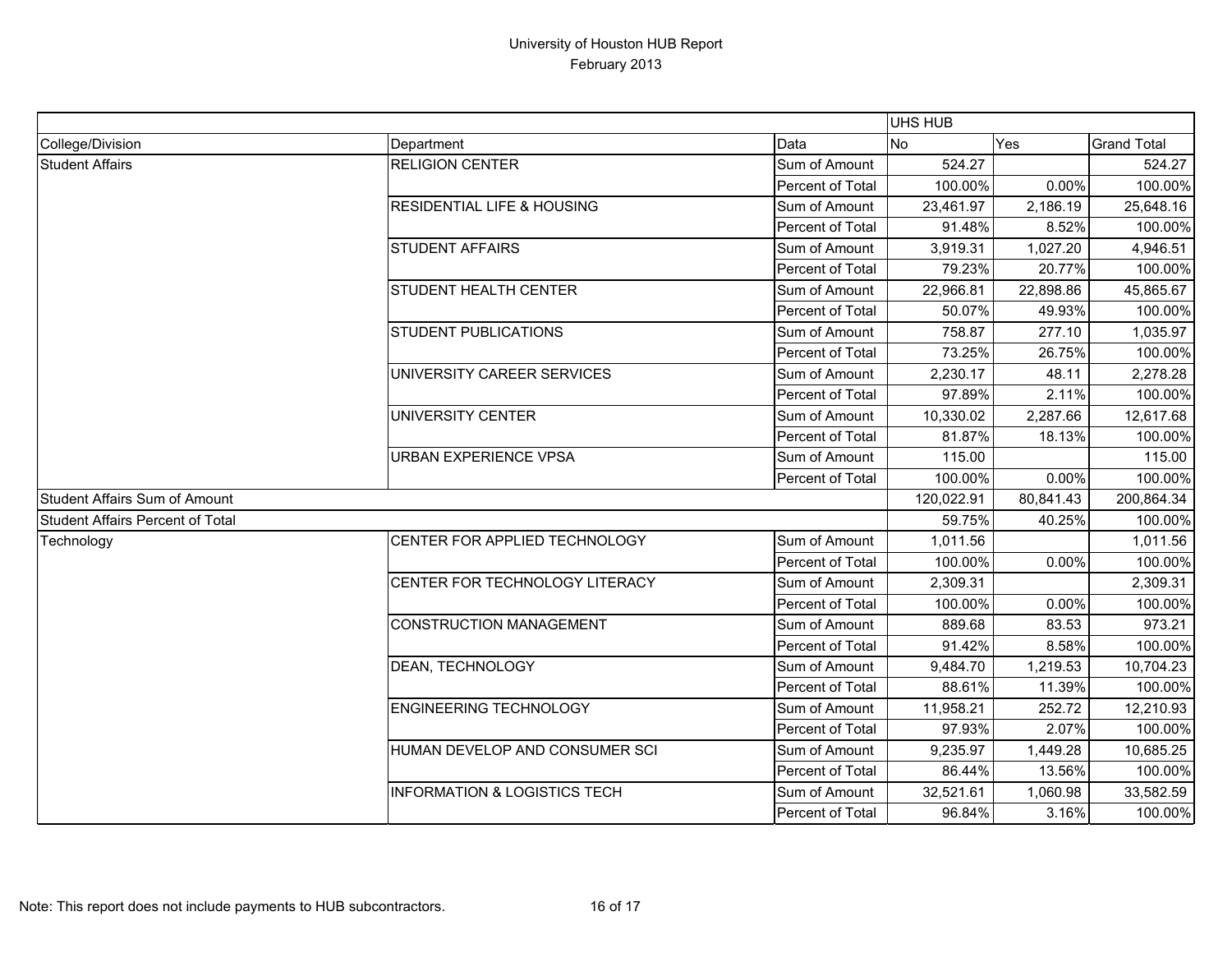# University of Houston HUB Report
## February 2013

| | | | UHS HUB | | |
|---|---|---|---|---|---|
| College/Division | Department | Data | No | Yes | Grand Total |
| Student Affairs | RELIGION CENTER | Sum of Amount | 524.27 | | 524.27 |
| | | Percent of Total | 100.00% | 0.00% | 100.00% |
| | RESIDENTIAL LIFE & HOUSING | Sum of Amount | 23,461.97 | 2,186.19 | 25,648.16 |
| | | Percent of Total | 91.48% | 8.52% | 100.00% |
| | STUDENT AFFAIRS | Sum of Amount | 3,919.31 | 1,027.20 | 4,946.51 |
| | | Percent of Total | 79.23% | 20.77% | 100.00% |
| | STUDENT HEALTH CENTER | Sum of Amount | 22,966.81 | 22,898.86 | 45,865.67 |
| | | Percent of Total | 50.07% | 49.93% | 100.00% |
| | STUDENT PUBLICATIONS | Sum of Amount | 758.87 | 277.10 | 1,035.97 |
| | | Percent of Total | 73.25% | 26.75% | 100.00% |
| | UNIVERSITY CAREER SERVICES | Sum of Amount | 2,230.17 | 48.11 | 2,278.28 |
| | | Percent of Total | 97.89% | 2.11% | 100.00% |
| | UNIVERSITY CENTER | Sum of Amount | 10,330.02 | 2,287.66 | 12,617.68 |
| | | Percent of Total | 81.87% | 18.13% | 100.00% |
| | URBAN EXPERIENCE VPSA | Sum of Amount | 115.00 | | 115.00 |
| | | Percent of Total | 100.00% | 0.00% | 100.00% |
| Student Affairs Sum of Amount | | | 120,022.91 | 80,841.43 | 200,864.34 |
| Student Affairs Percent of Total | | | 59.75% | 40.25% | 100.00% |
| Technology | CENTER FOR APPLIED TECHNOLOGY | Sum of Amount | 1,011.56 | | 1,011.56 |
| | | Percent of Total | 100.00% | 0.00% | 100.00% |
| | CENTER FOR TECHNOLOGY LITERACY | Sum of Amount | 2,309.31 | | 2,309.31 |
| | | Percent of Total | 100.00% | 0.00% | 100.00% |
| | CONSTRUCTION MANAGEMENT | Sum of Amount | 889.68 | 83.53 | 973.21 |
| | | Percent of Total | 91.42% | 8.58% | 100.00% |
| | DEAN, TECHNOLOGY | Sum of Amount | 9,484.70 | 1,219.53 | 10,704.23 |
| | | Percent of Total | 88.61% | 11.39% | 100.00% |
| | ENGINEERING TECHNOLOGY | Sum of Amount | 11,958.21 | 252.72 | 12,210.93 |
| | | Percent of Total | 97.93% | 2.07% | 100.00% |
| | HUMAN DEVELOP AND CONSUMER SCI | Sum of Amount | 9,235.97 | 1,449.28 | 10,685.25 |
| | | Percent of Total | 86.44% | 13.56% | 100.00% |
| | INFORMATION & LOGISTICS TECH | Sum of Amount | 32,521.61 | 1,060.98 | 33,582.59 |
| | | Percent of Total | 96.84% | 3.16% | 100.00% |

Note: This report does not include payments to HUB subcontractors.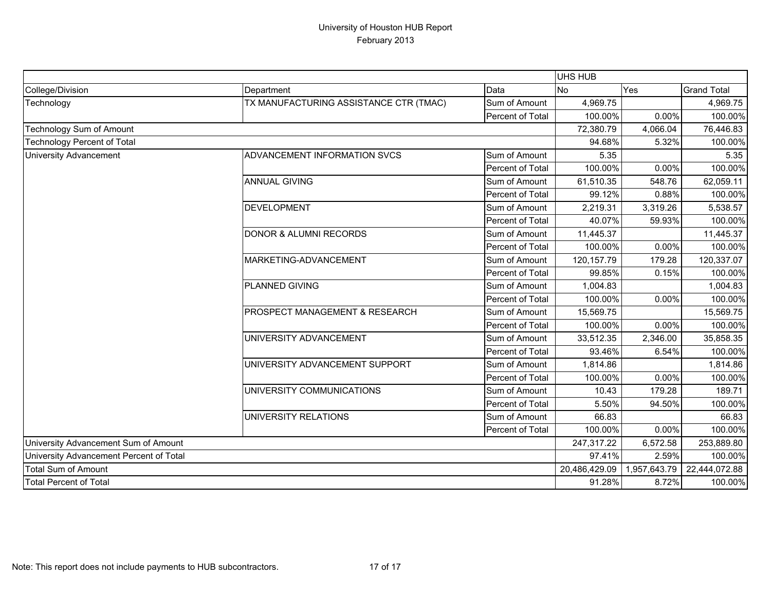# University of Houston HUB Report

February 2013

| | | | UHS HUB | | |
|---|---|---|---|---|---|
| College/Division | Department | Data | No | Yes | Grand Total |
| Technology | TX MANUFACTURING ASSISTANCE CTR (TMAC) | Sum of Amount | 4,969.75 | | 4,969.75 |
| | | Percent of Total | 100.00% | 0.00% | 100.00% |
| Technology Sum of Amount | | | 72,380.79 | 4,066.04 | 76,446.83 |
| Technology Percent of Total | | | 94.68% | 5.32% | 100.00% |
| University Advancement | ADVANCEMENT INFORMATION SVCS | Sum of Amount | 5.35 | | 5.35 |
| | | Percent of Total | 100.00% | 0.00% | 100.00% |
| | ANNUAL GIVING | Sum of Amount | 61,510.35 | 548.76 | 62,059.11 |
| | | Percent of Total | 99.12% | 0.88% | 100.00% |
| | DEVELOPMENT | Sum of Amount | 2,219.31 | 3,319.26 | 5,538.57 |
| | | Percent of Total | 40.07% | 59.93% | 100.00% |
| | DONOR & ALUMNI RECORDS | Sum of Amount | 11,445.37 | | 11,445.37 |
| | | Percent of Total | 100.00% | 0.00% | 100.00% |
| | MARKETING-ADVANCEMENT | Sum of Amount | 120,157.79 | 179.28 | 120,337.07 |
| | | Percent of Total | 99.85% | 0.15% | 100.00% |
| | PLANNED GIVING | Sum of Amount | 1,004.83 | | 1,004.83 |
| | | Percent of Total | 100.00% | 0.00% | 100.00% |
| | PROSPECT MANAGEMENT & RESEARCH | Sum of Amount | 15,569.75 | | 15,569.75 |
| | | Percent of Total | 100.00% | 0.00% | 100.00% |
| | UNIVERSITY ADVANCEMENT | Sum of Amount | 33,512.35 | 2,346.00 | 35,858.35 |
| | | Percent of Total | 93.46% | 6.54% | 100.00% |
| | UNIVERSITY ADVANCEMENT SUPPORT | Sum of Amount | 1,814.86 | | 1,814.86 |
| | | Percent of Total | 100.00% | 0.00% | 100.00% |
| | UNIVERSITY COMMUNICATIONS | Sum of Amount | 10.43 | 179.28 | 189.71 |
| | | Percent of Total | 5.50% | 94.50% | 100.00% |
| | UNIVERSITY RELATIONS | Sum of Amount | 66.83 | | 66.83 |
| | | Percent of Total | 100.00% | 0.00% | 100.00% |
| University Advancement Sum of Amount | | | 247,317.22 | 6,572.58 | 253,889.80 |
| University Advancement Percent of Total | | | 97.41% | 2.59% | 100.00% |
| Total Sum of Amount | | | 20,486,429.09 | 1,957,643.79 | 22,444,072.88 |
| Total Percent of Total | | | 91.28% | 8.72% | 100.00% |

Note: This report does not include payments to HUB subcontractors.